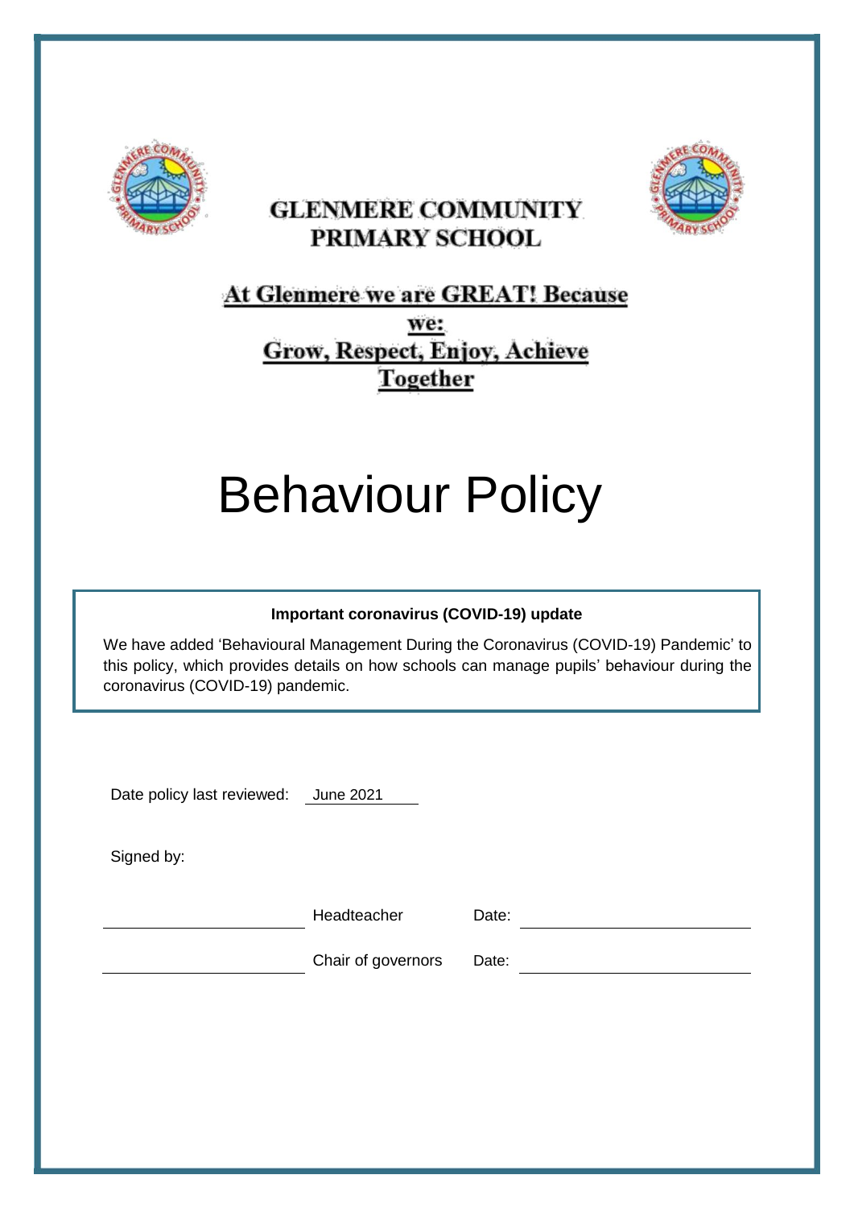**GLENMERE COMMUNITY PRIMARY SCHOOL**

**At Glenmere we are GREAT! Because we: Grow, Respect, Enjoy, Achieve Together**

# Behaviour Policy

**Important coronavirus (COVID-19) update**

We have added 'Behavioural Management During the Coronavirus (COVID-19) Pandemic' to this policy, which provides details on how schools can manage pupils' behaviour during the coronavirus (COVID-19) pandemic.

Date policy last reviewed: June 2021

Signed by:

| | | | |
|---|---|---|---|
| ____________________ | Headteacher | Date: | ____________________ |
| ____________________ | Chair of governors | Date: | ____________________ |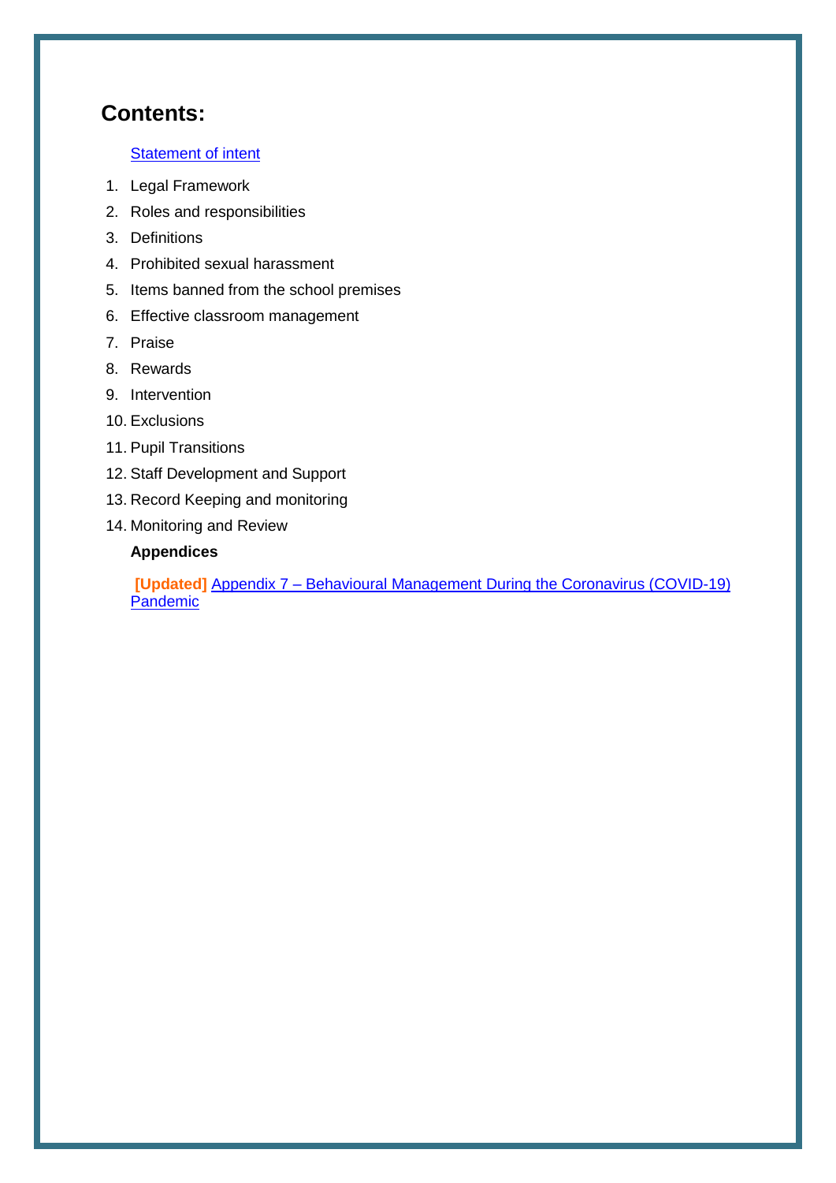## Contents:

Statement of intent

1. Legal Framework
2. Roles and responsibilities
3. Definitions
4. Prohibited sexual harassment
5. Items banned from the school premises
6. Effective classroom management
7. Praise
8. Rewards
9. Intervention
10. Exclusions
11. Pupil Transitions
12. Staff Development and Support
13. Record Keeping and monitoring
14. Monitoring and Review

**Appendices**

**[Updated]** Appendix 7 – Behavioural Management During the Coronavirus (COVID-19) Pandemic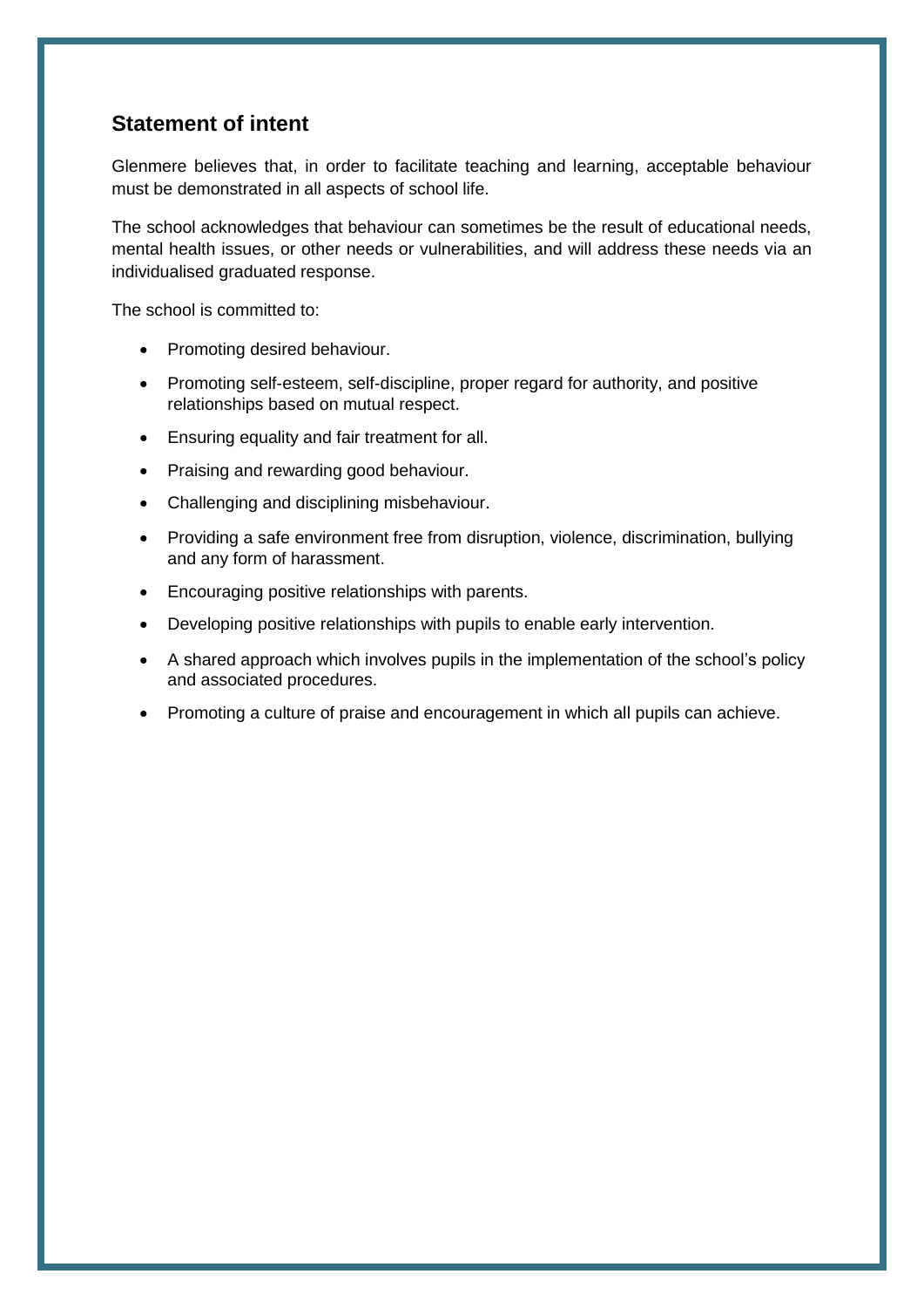## Statement of intent

Glenmere believes that, in order to facilitate teaching and learning, acceptable behaviour must be demonstrated in all aspects of school life.

The school acknowledges that behaviour can sometimes be the result of educational needs, mental health issues, or other needs or vulnerabilities, and will address these needs via an individualised graduated response.

The school is committed to:

- Promoting desired behaviour.
- Promoting self-esteem, self-discipline, proper regard for authority, and positive relationships based on mutual respect.
- Ensuring equality and fair treatment for all.
- Praising and rewarding good behaviour.
- Challenging and disciplining misbehaviour.
- Providing a safe environment free from disruption, violence, discrimination, bullying and any form of harassment.
- Encouraging positive relationships with parents.
- Developing positive relationships with pupils to enable early intervention.
- A shared approach which involves pupils in the implementation of the school's policy and associated procedures.
- Promoting a culture of praise and encouragement in which all pupils can achieve.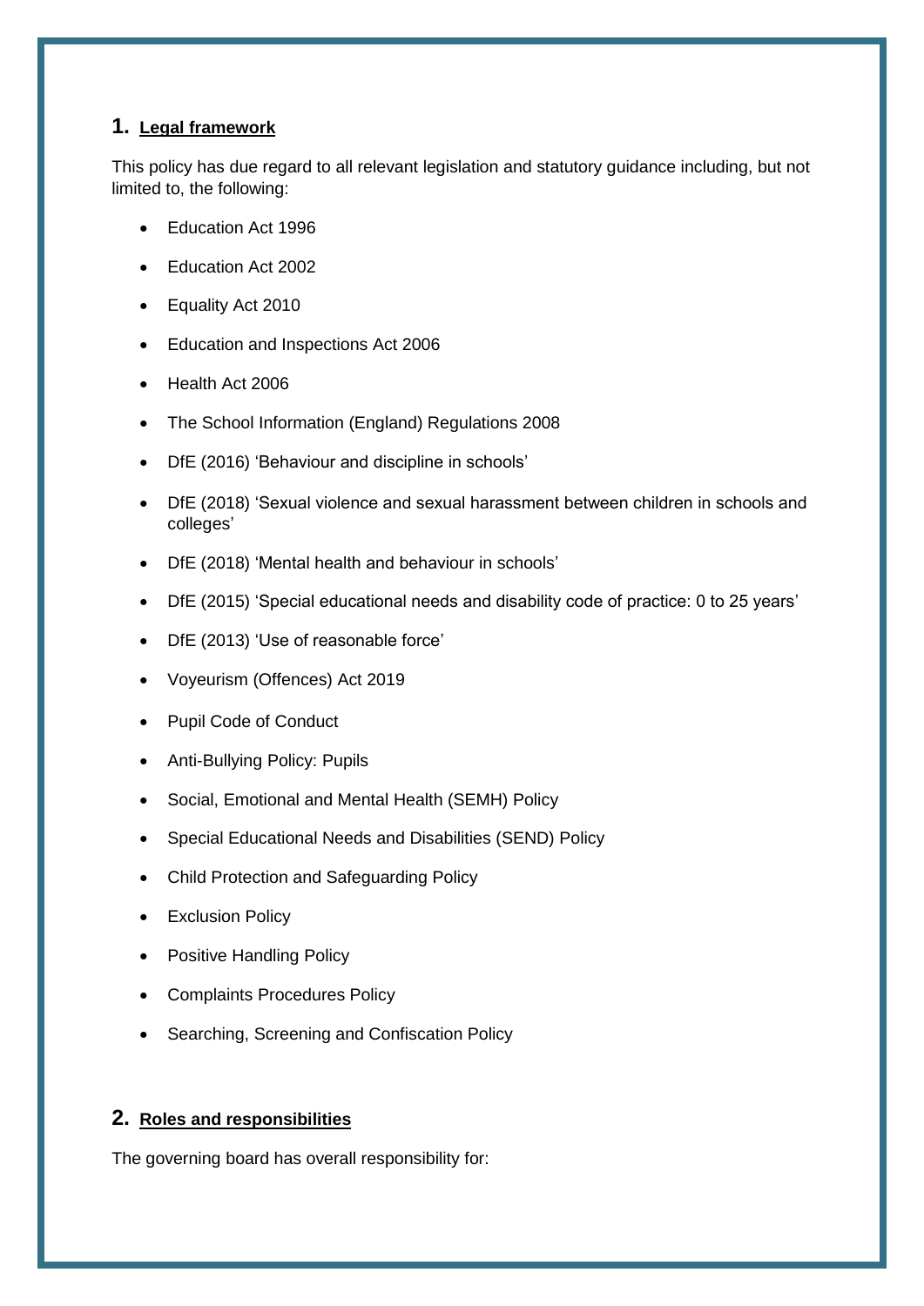## 1. Legal framework

This policy has due regard to all relevant legislation and statutory guidance including, but not limited to, the following:

- Education Act 1996
- Education Act 2002
- Equality Act 2010
- Education and Inspections Act 2006
- Health Act 2006
- The School Information (England) Regulations 2008
- DfE (2016) 'Behaviour and discipline in schools'
- DfE (2018) 'Sexual violence and sexual harassment between children in schools and colleges'
- DfE (2018) 'Mental health and behaviour in schools'
- DfE (2015) 'Special educational needs and disability code of practice: 0 to 25 years'
- DfE (2013) 'Use of reasonable force'
- Voyeurism (Offences) Act 2019
- Pupil Code of Conduct
- Anti-Bullying Policy: Pupils
- Social, Emotional and Mental Health (SEMH) Policy
- Special Educational Needs and Disabilities (SEND) Policy
- Child Protection and Safeguarding Policy
- Exclusion Policy
- Positive Handling Policy
- Complaints Procedures Policy
- Searching, Screening and Confiscation Policy

## 2. Roles and responsibilities

The governing board has overall responsibility for: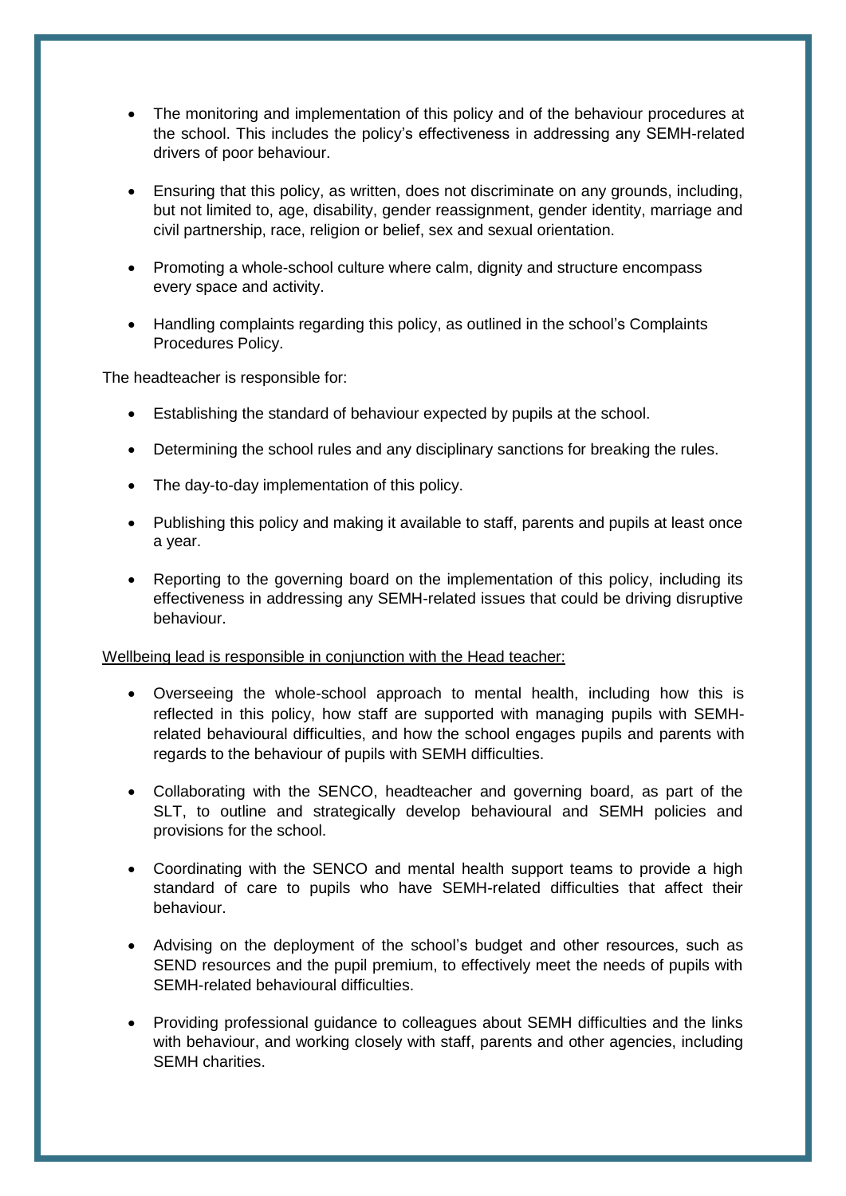- The monitoring and implementation of this policy and of the behaviour procedures at the school. This includes the policy's effectiveness in addressing any SEMH-related drivers of poor behaviour.
- Ensuring that this policy, as written, does not discriminate on any grounds, including, but not limited to, age, disability, gender reassignment, gender identity, marriage and civil partnership, race, religion or belief, sex and sexual orientation.
- Promoting a whole-school culture where calm, dignity and structure encompass every space and activity.
- Handling complaints regarding this policy, as outlined in the school's Complaints Procedures Policy.

The headteacher is responsible for:

- Establishing the standard of behaviour expected by pupils at the school.
- Determining the school rules and any disciplinary sanctions for breaking the rules.
- The day-to-day implementation of this policy.
- Publishing this policy and making it available to staff, parents and pupils at least once a year.
- Reporting to the governing board on the implementation of this policy, including its effectiveness in addressing any SEMH-related issues that could be driving disruptive behaviour.

<u>Wellbeing lead is responsible in conjunction with the Head teacher:</u>

- Overseeing the whole-school approach to mental health, including how this is reflected in this policy, how staff are supported with managing pupils with SEMH-related behavioural difficulties, and how the school engages pupils and parents with regards to the behaviour of pupils with SEMH difficulties.
- Collaborating with the SENCO, headteacher and governing board, as part of the SLT, to outline and strategically develop behavioural and SEMH policies and provisions for the school.
- Coordinating with the SENCO and mental health support teams to provide a high standard of care to pupils who have SEMH-related difficulties that affect their behaviour.
- Advising on the deployment of the school's budget and other resources, such as SEND resources and the pupil premium, to effectively meet the needs of pupils with SEMH-related behavioural difficulties.
- Providing professional guidance to colleagues about SEMH difficulties and the links with behaviour, and working closely with staff, parents and other agencies, including SEMH charities.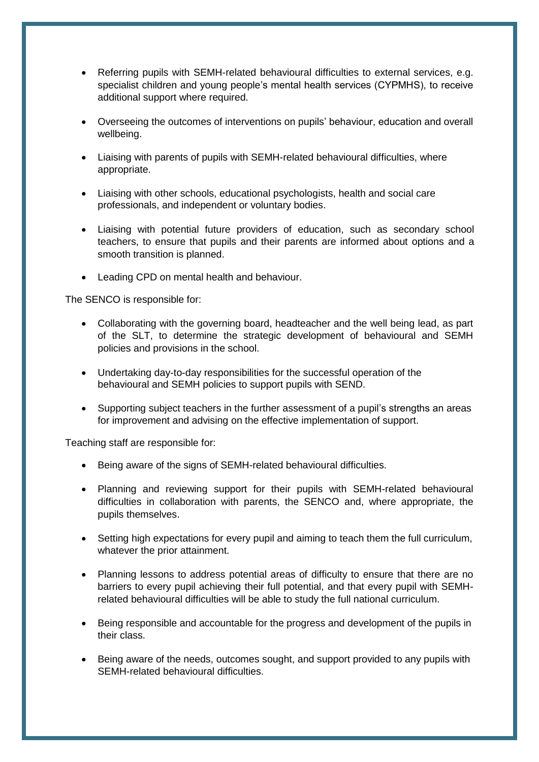- Referring pupils with SEMH-related behavioural difficulties to external services, e.g. specialist children and young people's mental health services (CYPMHS), to receive additional support where required.

- Overseeing the outcomes of interventions on pupils' behaviour, education and overall wellbeing.

- Liaising with parents of pupils with SEMH-related behavioural difficulties, where appropriate.

- Liaising with other schools, educational psychologists, health and social care professionals, and independent or voluntary bodies.

- Liaising with potential future providers of education, such as secondary school teachers, to ensure that pupils and their parents are informed about options and a smooth transition is planned.

- Leading CPD on mental health and behaviour.

The SENCO is responsible for:

- Collaborating with the governing board, headteacher and the well being lead, as part of the SLT, to determine the strategic development of behavioural and SEMH policies and provisions in the school.

- Undertaking day-to-day responsibilities for the successful operation of the behavioural and SEMH policies to support pupils with SEND.

- Supporting subject teachers in the further assessment of a pupil's strengths an areas for improvement and advising on the effective implementation of support.

Teaching staff are responsible for:

- Being aware of the signs of SEMH-related behavioural difficulties.

- Planning and reviewing support for their pupils with SEMH-related behavioural difficulties in collaboration with parents, the SENCO and, where appropriate, the pupils themselves.

- Setting high expectations for every pupil and aiming to teach them the full curriculum, whatever the prior attainment.

- Planning lessons to address potential areas of difficulty to ensure that there are no barriers to every pupil achieving their full potential, and that every pupil with SEMH-related behavioural difficulties will be able to study the full national curriculum.

- Being responsible and accountable for the progress and development of the pupils in their class.

- Being aware of the needs, outcomes sought, and support provided to any pupils with SEMH-related behavioural difficulties.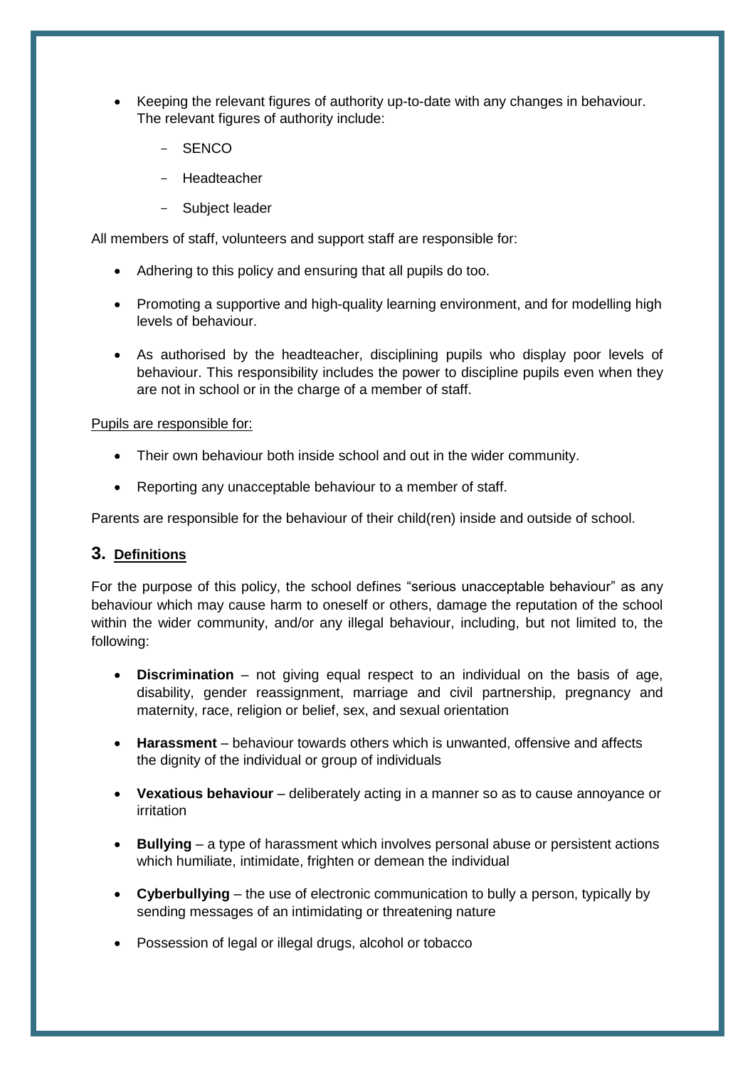- Keeping the relevant figures of authority up-to-date with any changes in behaviour. The relevant figures of authority include:
  - SENCO
  - Headteacher
  - Subject leader

All members of staff, volunteers and support staff are responsible for:

- Adhering to this policy and ensuring that all pupils do too.
- Promoting a supportive and high-quality learning environment, and for modelling high levels of behaviour.
- As authorised by the headteacher, disciplining pupils who display poor levels of behaviour. This responsibility includes the power to discipline pupils even when they are not in school or in the charge of a member of staff.

<u>Pupils are responsible for:</u>

- Their own behaviour both inside school and out in the wider community.
- Reporting any unacceptable behaviour to a member of staff.

Parents are responsible for the behaviour of their child(ren) inside and outside of school.

## 3. <u>Definitions</u>

For the purpose of this policy, the school defines "serious unacceptable behaviour" as any behaviour which may cause harm to oneself or others, damage the reputation of the school within the wider community, and/or any illegal behaviour, including, but not limited to, the following:

- **Discrimination** – not giving equal respect to an individual on the basis of age, disability, gender reassignment, marriage and civil partnership, pregnancy and maternity, race, religion or belief, sex, and sexual orientation
- **Harassment** – behaviour towards others which is unwanted, offensive and affects the dignity of the individual or group of individuals
- **Vexatious behaviour** – deliberately acting in a manner so as to cause annoyance or irritation
- **Bullying** – a type of harassment which involves personal abuse or persistent actions which humiliate, intimidate, frighten or demean the individual
- **Cyberbullying** – the use of electronic communication to bully a person, typically by sending messages of an intimidating or threatening nature
- Possession of legal or illegal drugs, alcohol or tobacco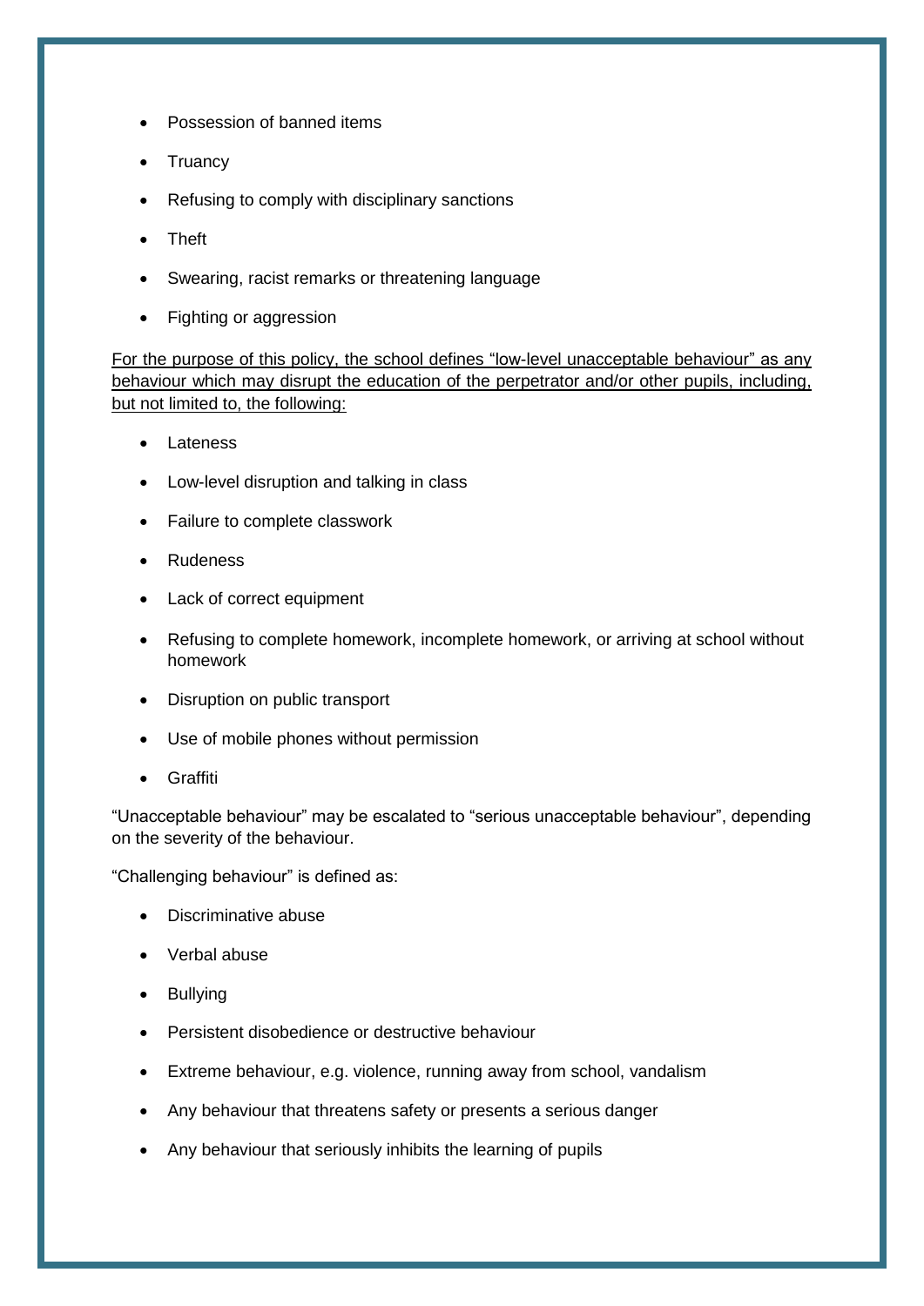- Possession of banned items
- Truancy
- Refusing to comply with disciplinary sanctions
- Theft
- Swearing, racist remarks or threatening language
- Fighting or aggression

<u>For the purpose of this policy, the school defines "low-level unacceptable behaviour" as any behaviour which may disrupt the education of the perpetrator and/or other pupils, including, but not limited to, the following:</u>

- Lateness
- Low-level disruption and talking in class
- Failure to complete classwork
- Rudeness
- Lack of correct equipment
- Refusing to complete homework, incomplete homework, or arriving at school without homework
- Disruption on public transport
- Use of mobile phones without permission
- Graffiti

"Unacceptable behaviour" may be escalated to "serious unacceptable behaviour", depending on the severity of the behaviour.

"Challenging behaviour" is defined as:

- Discriminative abuse
- Verbal abuse
- Bullying
- Persistent disobedience or destructive behaviour
- Extreme behaviour, e.g. violence, running away from school, vandalism
- Any behaviour that threatens safety or presents a serious danger
- Any behaviour that seriously inhibits the learning of pupils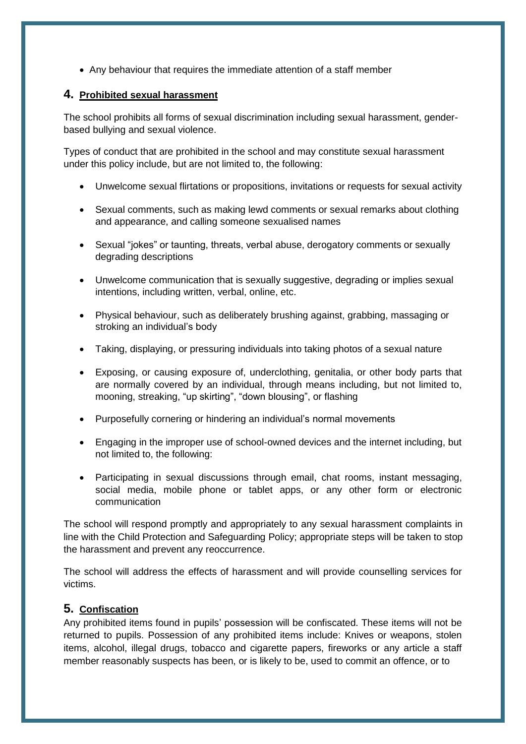- Any behaviour that requires the immediate attention of a staff member

## 4. Prohibited sexual harassment

The school prohibits all forms of sexual discrimination including sexual harassment, gender-based bullying and sexual violence.

Types of conduct that are prohibited in the school and may constitute sexual harassment under this policy include, but are not limited to, the following:

- Unwelcome sexual flirtations or propositions, invitations or requests for sexual activity
- Sexual comments, such as making lewd comments or sexual remarks about clothing and appearance, and calling someone sexualised names
- Sexual "jokes" or taunting, threats, verbal abuse, derogatory comments or sexually degrading descriptions
- Unwelcome communication that is sexually suggestive, degrading or implies sexual intentions, including written, verbal, online, etc.
- Physical behaviour, such as deliberately brushing against, grabbing, massaging or stroking an individual's body
- Taking, displaying, or pressuring individuals into taking photos of a sexual nature
- Exposing, or causing exposure of, underclothing, genitalia, or other body parts that are normally covered by an individual, through means including, but not limited to, mooning, streaking, "up skirting", "down blousing", or flashing
- Purposefully cornering or hindering an individual's normal movements
- Engaging in the improper use of school-owned devices and the internet including, but not limited to, the following:
- Participating in sexual discussions through email, chat rooms, instant messaging, social media, mobile phone or tablet apps, or any other form or electronic communication

The school will respond promptly and appropriately to any sexual harassment complaints in line with the Child Protection and Safeguarding Policy; appropriate steps will be taken to stop the harassment and prevent any reoccurrence.

The school will address the effects of harassment and will provide counselling services for victims.

## 5. Confiscation

Any prohibited items found in pupils' possession will be confiscated. These items will not be returned to pupils. Possession of any prohibited items include: Knives or weapons, stolen items, alcohol, illegal drugs, tobacco and cigarette papers, fireworks or any article a staff member reasonably suspects has been, or is likely to be, used to commit an offence, or to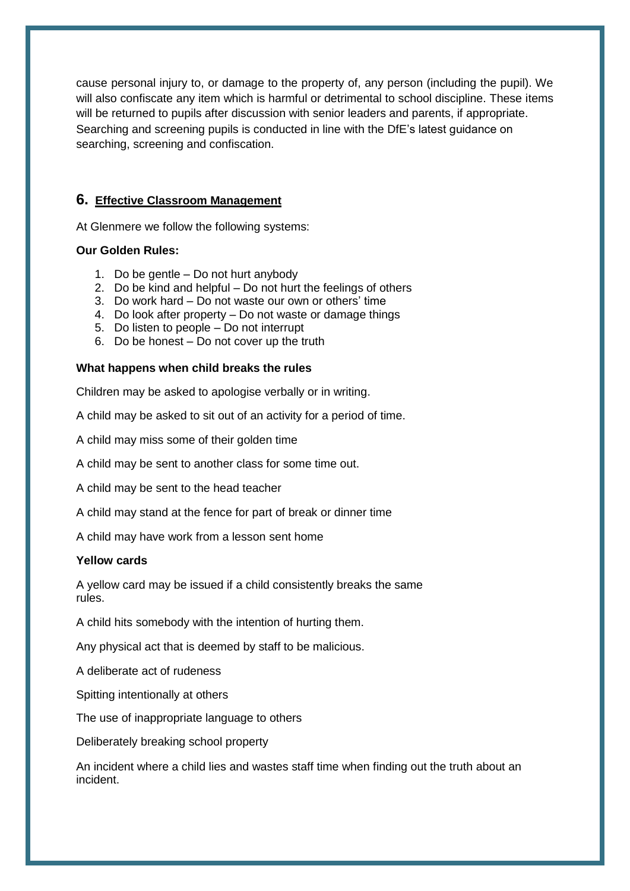cause personal injury to, or damage to the property of, any person (including the pupil). We will also confiscate any item which is harmful or detrimental to school discipline. These items will be returned to pupils after discussion with senior leaders and parents, if appropriate. Searching and screening pupils is conducted in line with the DfE's latest guidance on searching, screening and confiscation.

## 6. Effective Classroom Management

At Glenmere we follow the following systems:

**Our Golden Rules:**

1. Do be gentle – Do not hurt anybody
2. Do be kind and helpful – Do not hurt the feelings of others
3. Do work hard – Do not waste our own or others' time
4. Do look after property – Do not waste or damage things
5. Do listen to people – Do not interrupt
6. Do be honest – Do not cover up the truth

**What happens when child breaks the rules**

Children may be asked to apologise verbally or in writing.

A child may be asked to sit out of an activity for a period of time.

A child may miss some of their golden time

A child may be sent to another class for some time out.

A child may be sent to the head teacher

A child may stand at the fence for part of break or dinner time

A child may have work from a lesson sent home

**Yellow cards**

A yellow card may be issued if a child consistently breaks the same rules.

A child hits somebody with the intention of hurting them.

Any physical act that is deemed by staff to be malicious.

A deliberate act of rudeness

Spitting intentionally at others

The use of inappropriate language to others

Deliberately breaking school property

An incident where a child lies and wastes staff time when finding out the truth about an incident.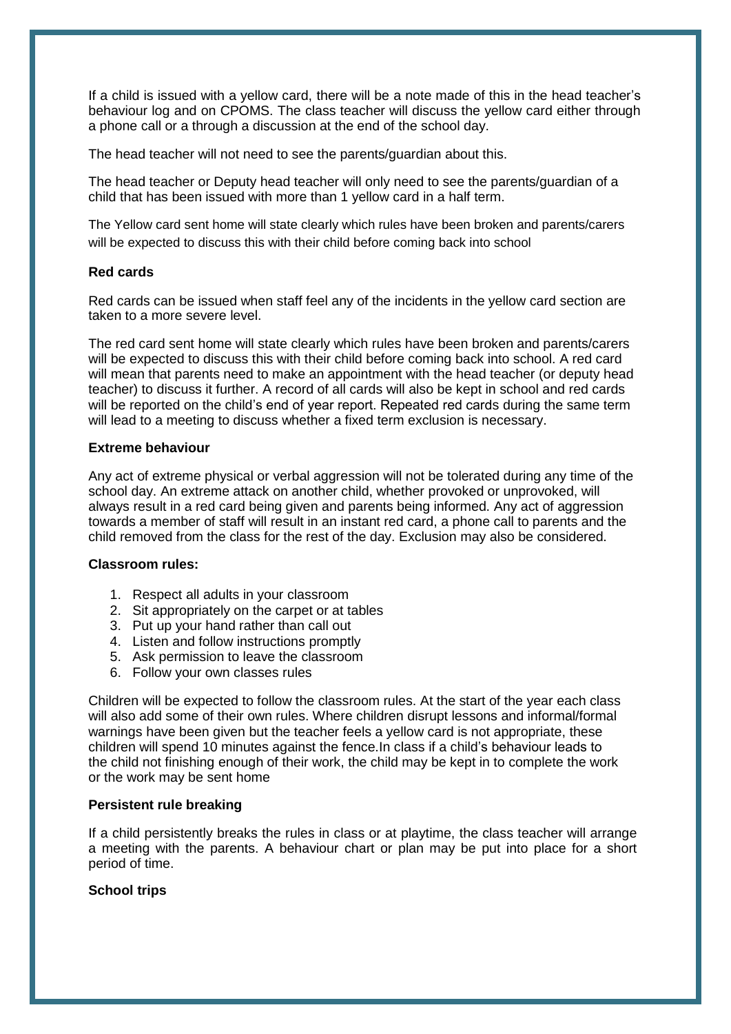If a child is issued with a yellow card, there will be a note made of this in the head teacher's behaviour log and on CPOMS. The class teacher will discuss the yellow card either through a phone call or a through a discussion at the end of the school day.

The head teacher will not need to see the parents/guardian about this.

The head teacher or Deputy head teacher will only need to see the parents/guardian of a child that has been issued with more than 1 yellow card in a half term.

The Yellow card sent home will state clearly which rules have been broken and parents/carers will be expected to discuss this with their child before coming back into school

**Red cards**

Red cards can be issued when staff feel any of the incidents in the yellow card section are taken to a more severe level.

The red card sent home will state clearly which rules have been broken and parents/carers will be expected to discuss this with their child before coming back into school. A red card will mean that parents need to make an appointment with the head teacher (or deputy head teacher) to discuss it further. A record of all cards will also be kept in school and red cards will be reported on the child's end of year report. Repeated red cards during the same term will lead to a meeting to discuss whether a fixed term exclusion is necessary.

**Extreme behaviour**

Any act of extreme physical or verbal aggression will not be tolerated during any time of the school day. An extreme attack on another child, whether provoked or unprovoked, will always result in a red card being given and parents being informed. Any act of aggression towards a member of staff will result in an instant red card, a phone call to parents and the child removed from the class for the rest of the day. Exclusion may also be considered.

**Classroom rules:**

1. Respect all adults in your classroom
2. Sit appropriately on the carpet or at tables
3. Put up your hand rather than call out
4. Listen and follow instructions promptly
5. Ask permission to leave the classroom
6. Follow your own classes rules

Children will be expected to follow the classroom rules. At the start of the year each class will also add some of their own rules. Where children disrupt lessons and informal/formal warnings have been given but the teacher feels a yellow card is not appropriate, these children will spend 10 minutes against the fence.In class if a child's behaviour leads to the child not finishing enough of their work, the child may be kept in to complete the work or the work may be sent home

**Persistent rule breaking**

If a child persistently breaks the rules in class or at playtime, the class teacher will arrange a meeting with the parents. A behaviour chart or plan may be put into place for a short period of time.

**School trips**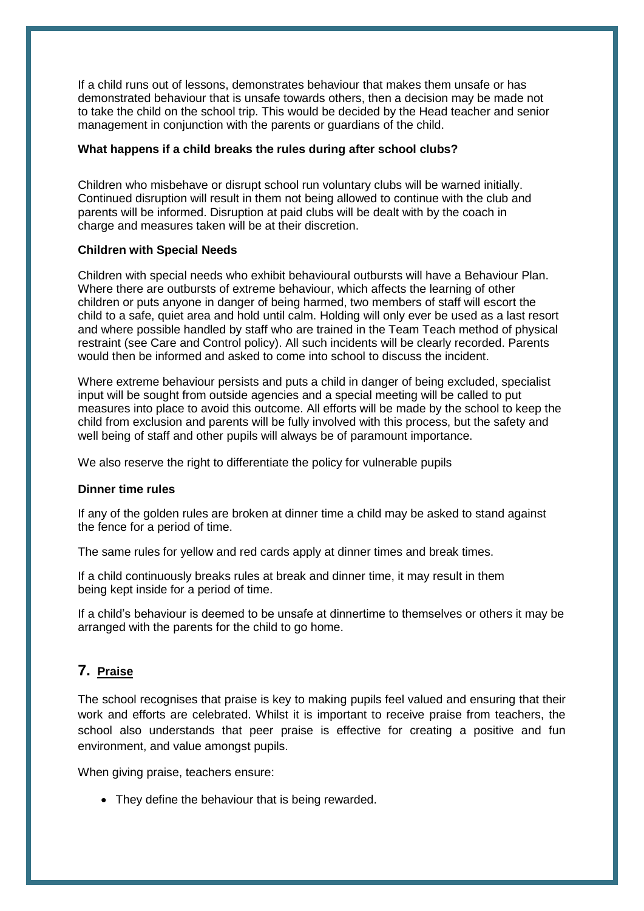If a child runs out of lessons, demonstrates behaviour that makes them unsafe or has demonstrated behaviour that is unsafe towards others, then a decision may be made not to take the child on the school trip. This would be decided by the Head teacher and senior management in conjunction with the parents or guardians of the child.

**What happens if a child breaks the rules during after school clubs?**

Children who misbehave or disrupt school run voluntary clubs will be warned initially. Continued disruption will result in them not being allowed to continue with the club and parents will be informed. Disruption at paid clubs will be dealt with by the coach in charge and measures taken will be at their discretion.

**Children with Special Needs**

Children with special needs who exhibit behavioural outbursts will have a Behaviour Plan. Where there are outbursts of extreme behaviour, which affects the learning of other children or puts anyone in danger of being harmed, two members of staff will escort the child to a safe, quiet area and hold until calm. Holding will only ever be used as a last resort and where possible handled by staff who are trained in the Team Teach method of physical restraint (see Care and Control policy). All such incidents will be clearly recorded. Parents would then be informed and asked to come into school to discuss the incident.

Where extreme behaviour persists and puts a child in danger of being excluded, specialist input will be sought from outside agencies and a special meeting will be called to put measures into place to avoid this outcome. All efforts will be made by the school to keep the child from exclusion and parents will be fully involved with this process, but the safety and well being of staff and other pupils will always be of paramount importance.

We also reserve the right to differentiate the policy for vulnerable pupils

**Dinner time rules**

If any of the golden rules are broken at dinner time a child may be asked to stand against the fence for a period of time.

The same rules for yellow and red cards apply at dinner times and break times.

If a child continuously breaks rules at break and dinner time, it may result in them being kept inside for a period of time.

If a child's behaviour is deemed to be unsafe at dinnertime to themselves or others it may be arranged with the parents for the child to go home.

## 7. Praise

The school recognises that praise is key to making pupils feel valued and ensuring that their work and efforts are celebrated. Whilst it is important to receive praise from teachers, the school also understands that peer praise is effective for creating a positive and fun environment, and value amongst pupils.

When giving praise, teachers ensure:

- They define the behaviour that is being rewarded.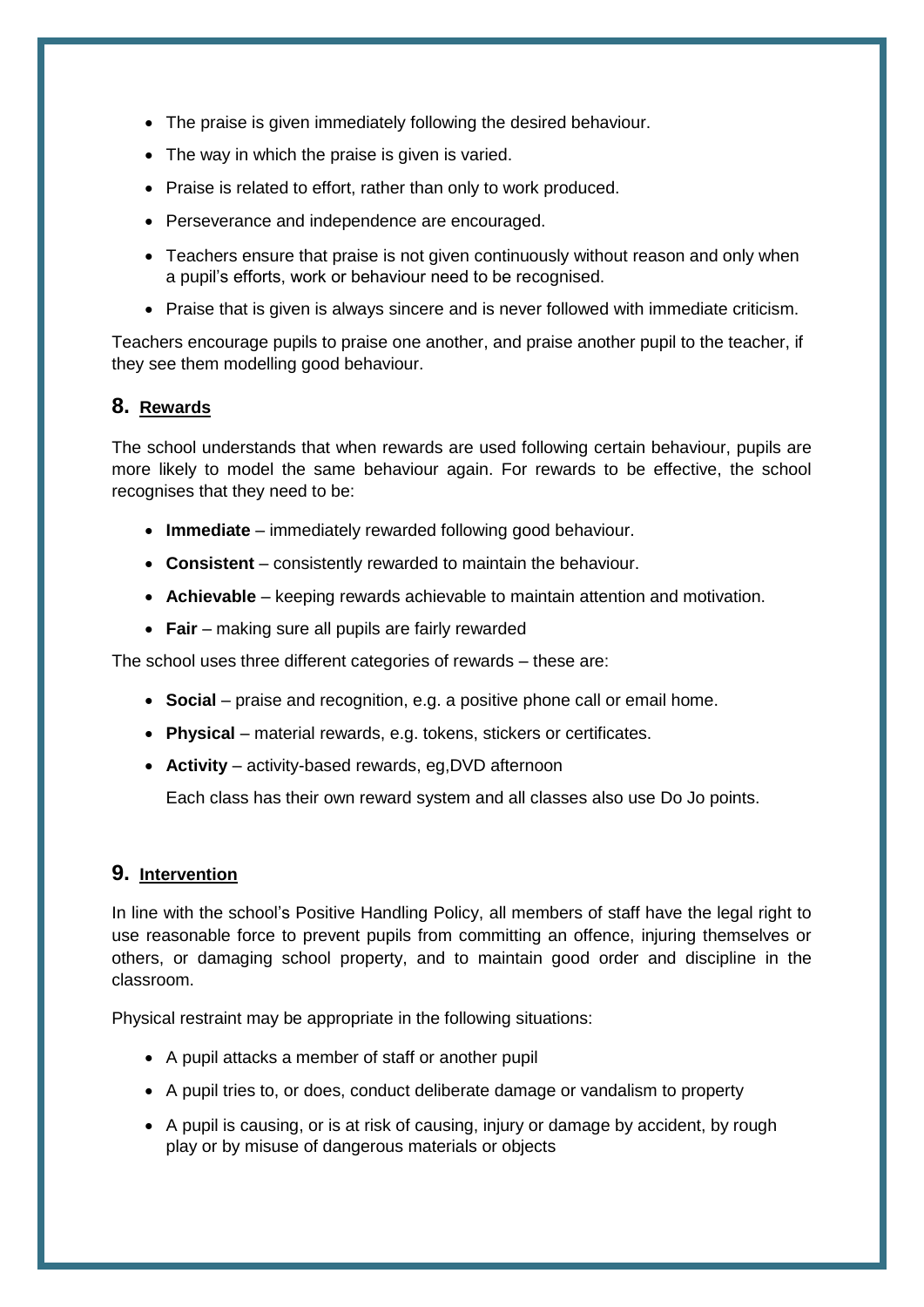- The praise is given immediately following the desired behaviour.
- The way in which the praise is given is varied.
- Praise is related to effort, rather than only to work produced.
- Perseverance and independence are encouraged.
- Teachers ensure that praise is not given continuously without reason and only when a pupil's efforts, work or behaviour need to be recognised.
- Praise that is given is always sincere and is never followed with immediate criticism.

Teachers encourage pupils to praise one another, and praise another pupil to the teacher, if they see them modelling good behaviour.

## 8. Rewards

The school understands that when rewards are used following certain behaviour, pupils are more likely to model the same behaviour again. For rewards to be effective, the school recognises that they need to be:

- **Immediate** – immediately rewarded following good behaviour.
- **Consistent** – consistently rewarded to maintain the behaviour.
- **Achievable** – keeping rewards achievable to maintain attention and motivation.
- **Fair** – making sure all pupils are fairly rewarded

The school uses three different categories of rewards – these are:

- **Social** – praise and recognition, e.g. a positive phone call or email home.
- **Physical** – material rewards, e.g. tokens, stickers or certificates.
- **Activity** – activity-based rewards, eg,DVD afternoon

  Each class has their own reward system and all classes also use Do Jo points.

## 9. Intervention

In line with the school's Positive Handling Policy, all members of staff have the legal right to use reasonable force to prevent pupils from committing an offence, injuring themselves or others, or damaging school property, and to maintain good order and discipline in the classroom.

Physical restraint may be appropriate in the following situations:

- A pupil attacks a member of staff or another pupil
- A pupil tries to, or does, conduct deliberate damage or vandalism to property
- A pupil is causing, or is at risk of causing, injury or damage by accident, by rough play or by misuse of dangerous materials or objects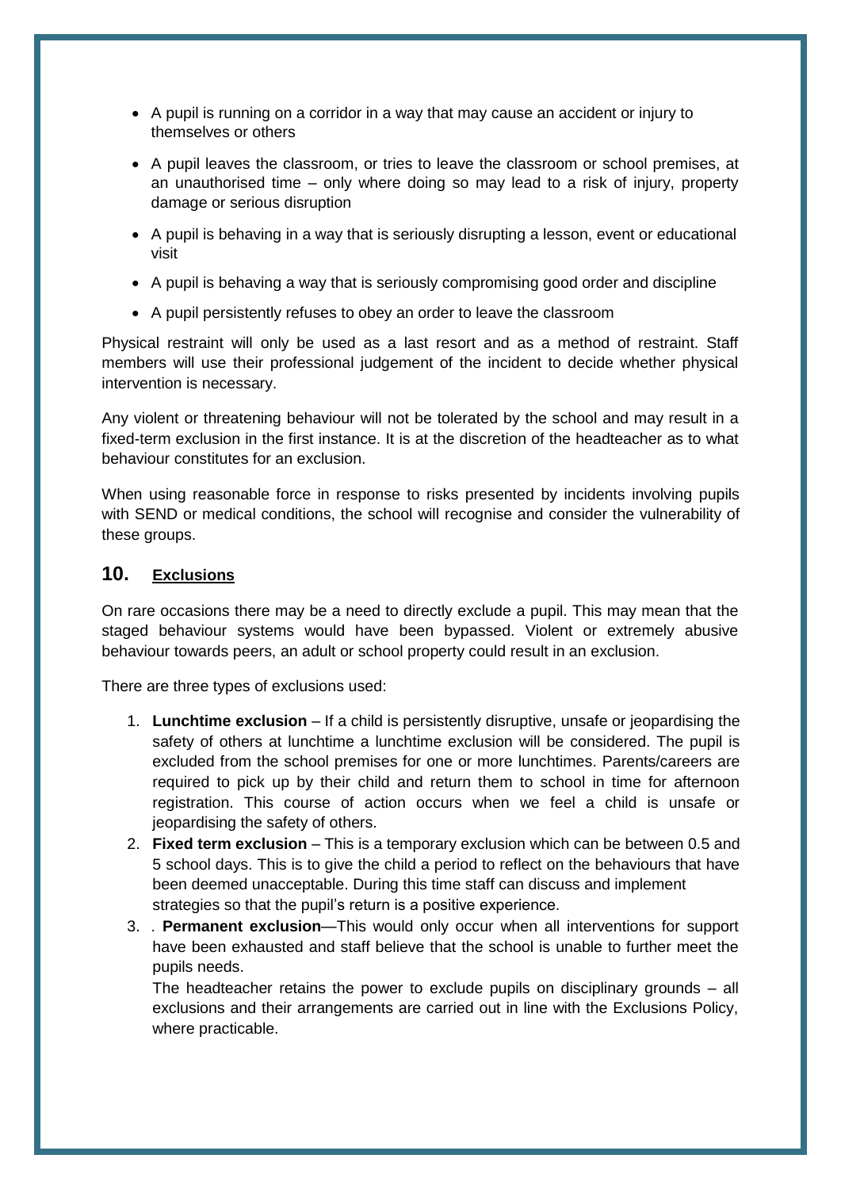- A pupil is running on a corridor in a way that may cause an accident or injury to themselves or others
- A pupil leaves the classroom, or tries to leave the classroom or school premises, at an unauthorised time – only where doing so may lead to a risk of injury, property damage or serious disruption
- A pupil is behaving in a way that is seriously disrupting a lesson, event or educational visit
- A pupil is behaving a way that is seriously compromising good order and discipline
- A pupil persistently refuses to obey an order to leave the classroom

Physical restraint will only be used as a last resort and as a method of restraint. Staff members will use their professional judgement of the incident to decide whether physical intervention is necessary.

Any violent or threatening behaviour will not be tolerated by the school and may result in a fixed-term exclusion in the first instance. It is at the discretion of the headteacher as to what behaviour constitutes for an exclusion.

When using reasonable force in response to risks presented by incidents involving pupils with SEND or medical conditions, the school will recognise and consider the vulnerability of these groups.

## 10. <u>Exclusions</u>

On rare occasions there may be a need to directly exclude a pupil. This may mean that the staged behaviour systems would have been bypassed. Violent or extremely abusive behaviour towards peers, an adult or school property could result in an exclusion.

There are three types of exclusions used:

1. **Lunchtime exclusion** – If a child is persistently disruptive, unsafe or jeopardising the safety of others at lunchtime a lunchtime exclusion will be considered. The pupil is excluded from the school premises for one or more lunchtimes. Parents/careers are required to pick up by their child and return them to school in time for afternoon registration. This course of action occurs when we feel a child is unsafe or jeopardising the safety of others.
2. **Fixed term exclusion** – This is a temporary exclusion which can be between 0.5 and 5 school days. This is to give the child a period to reflect on the behaviours that have been deemed unacceptable. During this time staff can discuss and implement strategies so that the pupil's return is a positive experience.
3. . **Permanent exclusion**—This would only occur when all interventions for support have been exhausted and staff believe that the school is unable to further meet the pupils needs.

   The headteacher retains the power to exclude pupils on disciplinary grounds – all exclusions and their arrangements are carried out in line with the Exclusions Policy, where practicable.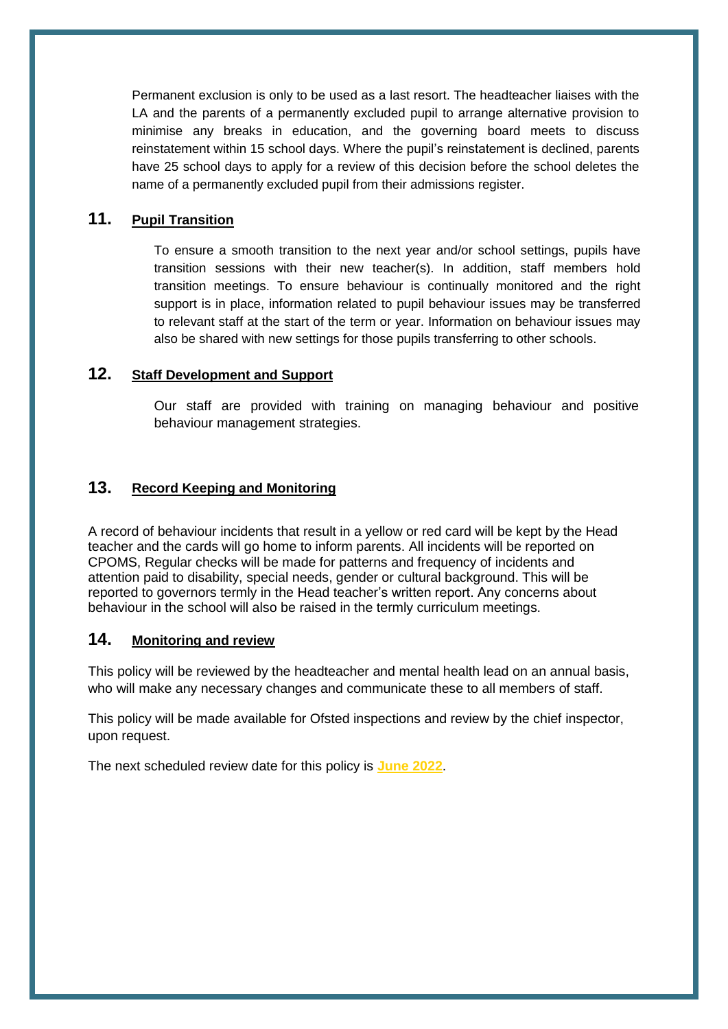Permanent exclusion is only to be used as a last resort. The headteacher liaises with the LA and the parents of a permanently excluded pupil to arrange alternative provision to minimise any breaks in education, and the governing board meets to discuss reinstatement within 15 school days. Where the pupil's reinstatement is declined, parents have 25 school days to apply for a review of this decision before the school deletes the name of a permanently excluded pupil from their admissions register.

## 11. Pupil Transition

To ensure a smooth transition to the next year and/or school settings, pupils have transition sessions with their new teacher(s). In addition, staff members hold transition meetings. To ensure behaviour is continually monitored and the right support is in place, information related to pupil behaviour issues may be transferred to relevant staff at the start of the term or year. Information on behaviour issues may also be shared with new settings for those pupils transferring to other schools.

## 12. Staff Development and Support

Our staff are provided with training on managing behaviour and positive behaviour management strategies.

## 13. Record Keeping and Monitoring

A record of behaviour incidents that result in a yellow or red card will be kept by the Head teacher and the cards will go home to inform parents. All incidents will be reported on CPOMS, Regular checks will be made for patterns and frequency of incidents and attention paid to disability, special needs, gender or cultural background. This will be reported to governors termly in the Head teacher's written report. Any concerns about behaviour in the school will also be raised in the termly curriculum meetings.

## 14. Monitoring and review

This policy will be reviewed by the headteacher and mental health lead on an annual basis, who will make any necessary changes and communicate these to all members of staff.

This policy will be made available for Ofsted inspections and review by the chief inspector, upon request.

The next scheduled review date for this policy is **June 2022**.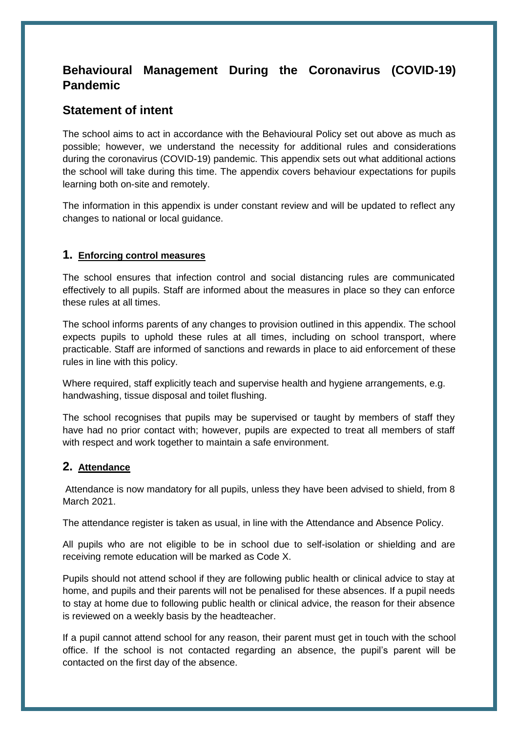# Behavioural Management During the Coronavirus (COVID-19) Pandemic

## Statement of intent

The school aims to act in accordance with the Behavioural Policy set out above as much as possible; however, we understand the necessity for additional rules and considerations during the coronavirus (COVID-19) pandemic. This appendix sets out what additional actions the school will take during this time. The appendix covers behaviour expectations for pupils learning both on-site and remotely.

The information in this appendix is under constant review and will be updated to reflect any changes to national or local guidance.

### 1. Enforcing control measures

The school ensures that infection control and social distancing rules are communicated effectively to all pupils. Staff are informed about the measures in place so they can enforce these rules at all times.

The school informs parents of any changes to provision outlined in this appendix. The school expects pupils to uphold these rules at all times, including on school transport, where practicable. Staff are informed of sanctions and rewards in place to aid enforcement of these rules in line with this policy.

Where required, staff explicitly teach and supervise health and hygiene arrangements, e.g. handwashing, tissue disposal and toilet flushing.

The school recognises that pupils may be supervised or taught by members of staff they have had no prior contact with; however, pupils are expected to treat all members of staff with respect and work together to maintain a safe environment.

### 2. Attendance

Attendance is now mandatory for all pupils, unless they have been advised to shield, from 8 March 2021.

The attendance register is taken as usual, in line with the Attendance and Absence Policy.

All pupils who are not eligible to be in school due to self-isolation or shielding and are receiving remote education will be marked as Code X.

Pupils should not attend school if they are following public health or clinical advice to stay at home, and pupils and their parents will not be penalised for these absences. If a pupil needs to stay at home due to following public health or clinical advice, the reason for their absence is reviewed on a weekly basis by the headteacher.

If a pupil cannot attend school for any reason, their parent must get in touch with the school office. If the school is not contacted regarding an absence, the pupil's parent will be contacted on the first day of the absence.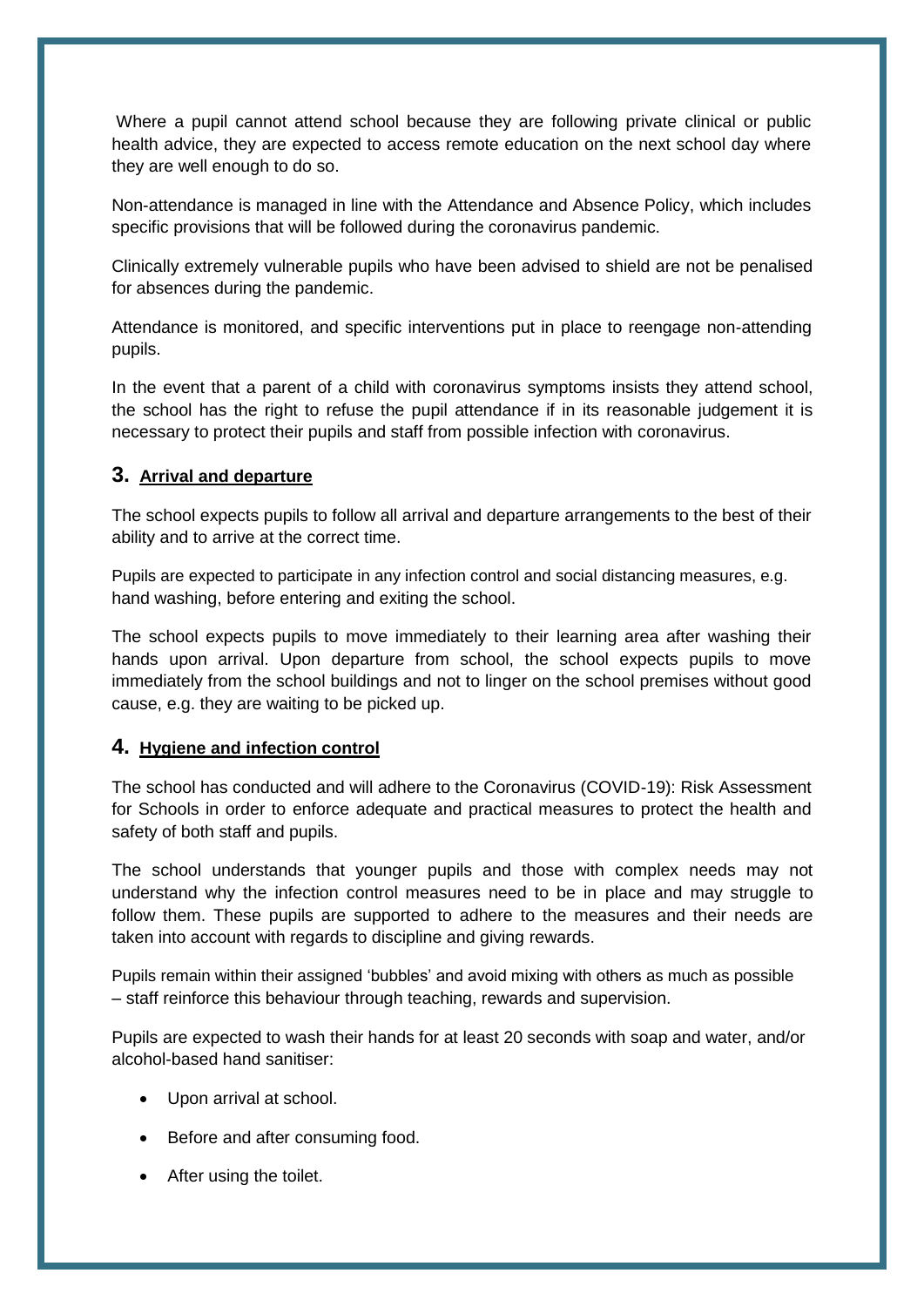Where a pupil cannot attend school because they are following private clinical or public health advice, they are expected to access remote education on the next school day where they are well enough to do so.

Non-attendance is managed in line with the Attendance and Absence Policy, which includes specific provisions that will be followed during the coronavirus pandemic.

Clinically extremely vulnerable pupils who have been advised to shield are not be penalised for absences during the pandemic.

Attendance is monitored, and specific interventions put in place to reengage non-attending pupils.

In the event that a parent of a child with coronavirus symptoms insists they attend school, the school has the right to refuse the pupil attendance if in its reasonable judgement it is necessary to protect their pupils and staff from possible infection with coronavirus.

## 3. Arrival and departure

The school expects pupils to follow all arrival and departure arrangements to the best of their ability and to arrive at the correct time.

Pupils are expected to participate in any infection control and social distancing measures, e.g. hand washing, before entering and exiting the school.

The school expects pupils to move immediately to their learning area after washing their hands upon arrival. Upon departure from school, the school expects pupils to move immediately from the school buildings and not to linger on the school premises without good cause, e.g. they are waiting to be picked up.

## 4. Hygiene and infection control

The school has conducted and will adhere to the Coronavirus (COVID-19): Risk Assessment for Schools in order to enforce adequate and practical measures to protect the health and safety of both staff and pupils.

The school understands that younger pupils and those with complex needs may not understand why the infection control measures need to be in place and may struggle to follow them. These pupils are supported to adhere to the measures and their needs are taken into account with regards to discipline and giving rewards.

Pupils remain within their assigned 'bubbles' and avoid mixing with others as much as possible – staff reinforce this behaviour through teaching, rewards and supervision.

Pupils are expected to wash their hands for at least 20 seconds with soap and water, and/or alcohol-based hand sanitiser:

- Upon arrival at school.
- Before and after consuming food.
- After using the toilet.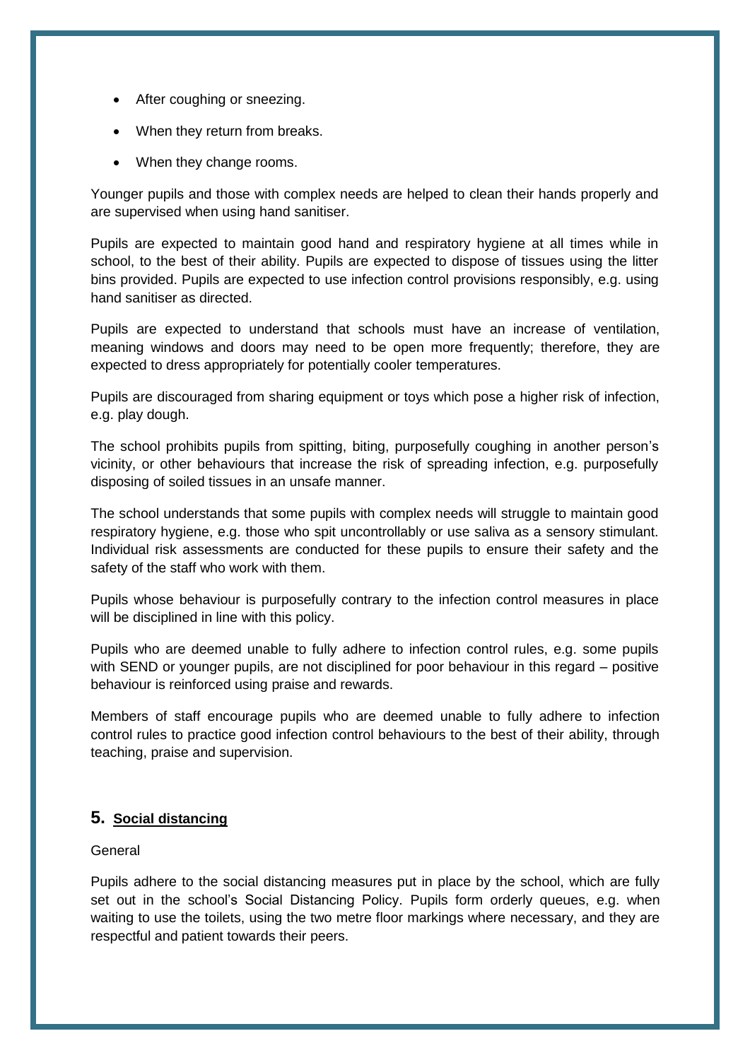- After coughing or sneezing.
- When they return from breaks.
- When they change rooms.

Younger pupils and those with complex needs are helped to clean their hands properly and are supervised when using hand sanitiser.

Pupils are expected to maintain good hand and respiratory hygiene at all times while in school, to the best of their ability. Pupils are expected to dispose of tissues using the litter bins provided. Pupils are expected to use infection control provisions responsibly, e.g. using hand sanitiser as directed.

Pupils are expected to understand that schools must have an increase of ventilation, meaning windows and doors may need to be open more frequently; therefore, they are expected to dress appropriately for potentially cooler temperatures.

Pupils are discouraged from sharing equipment or toys which pose a higher risk of infection, e.g. play dough.

The school prohibits pupils from spitting, biting, purposefully coughing in another person's vicinity, or other behaviours that increase the risk of spreading infection, e.g. purposefully disposing of soiled tissues in an unsafe manner.

The school understands that some pupils with complex needs will struggle to maintain good respiratory hygiene, e.g. those who spit uncontrollably or use saliva as a sensory stimulant. Individual risk assessments are conducted for these pupils to ensure their safety and the safety of the staff who work with them.

Pupils whose behaviour is purposefully contrary to the infection control measures in place will be disciplined in line with this policy.

Pupils who are deemed unable to fully adhere to infection control rules, e.g. some pupils with SEND or younger pupils, are not disciplined for poor behaviour in this regard – positive behaviour is reinforced using praise and rewards.

Members of staff encourage pupils who are deemed unable to fully adhere to infection control rules to practice good infection control behaviours to the best of their ability, through teaching, praise and supervision.

## 5. Social distancing

General

Pupils adhere to the social distancing measures put in place by the school, which are fully set out in the school's Social Distancing Policy. Pupils form orderly queues, e.g. when waiting to use the toilets, using the two metre floor markings where necessary, and they are respectful and patient towards their peers.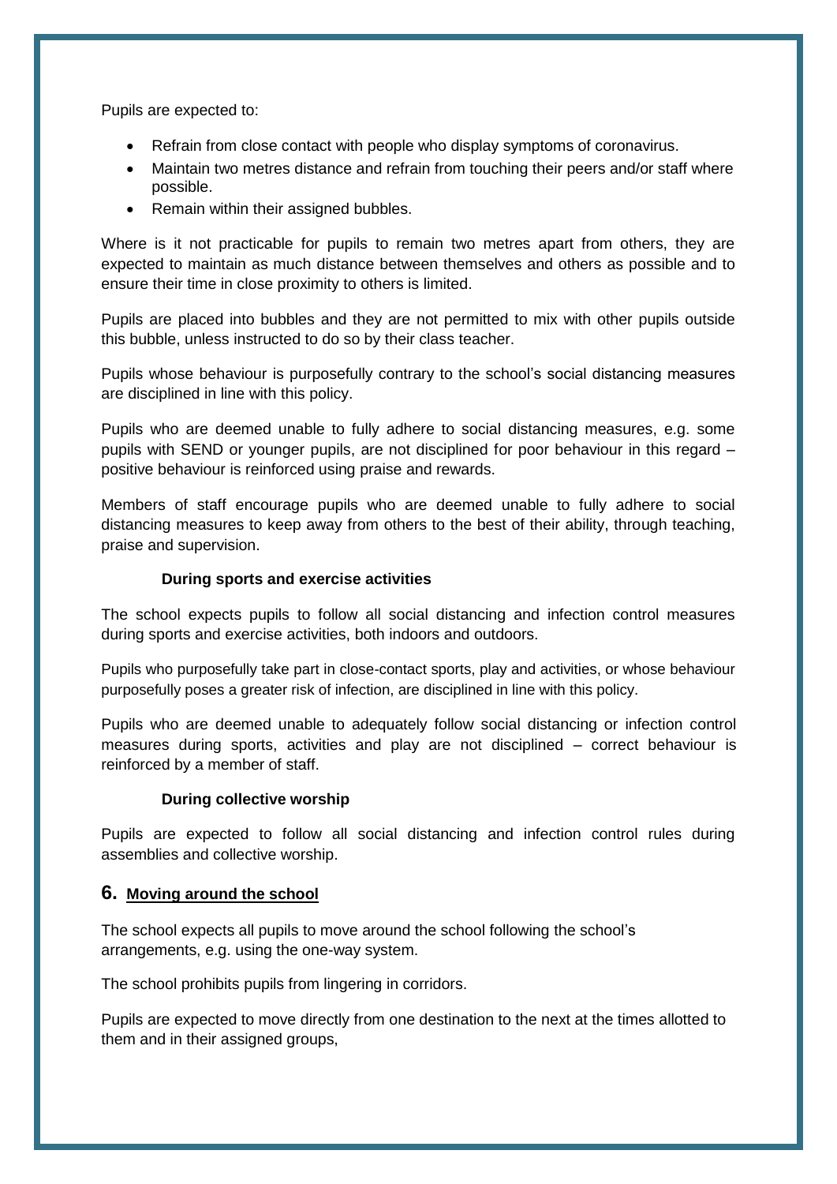Pupils are expected to:

- Refrain from close contact with people who display symptoms of coronavirus.
- Maintain two metres distance and refrain from touching their peers and/or staff where possible.
- Remain within their assigned bubbles.

Where is it not practicable for pupils to remain two metres apart from others, they are expected to maintain as much distance between themselves and others as possible and to ensure their time in close proximity to others is limited.

Pupils are placed into bubbles and they are not permitted to mix with other pupils outside this bubble, unless instructed to do so by their class teacher.

Pupils whose behaviour is purposefully contrary to the school's social distancing measures are disciplined in line with this policy.

Pupils who are deemed unable to fully adhere to social distancing measures, e.g. some pupils with SEND or younger pupils, are not disciplined for poor behaviour in this regard – positive behaviour is reinforced using praise and rewards.

Members of staff encourage pupils who are deemed unable to fully adhere to social distancing measures to keep away from others to the best of their ability, through teaching, praise and supervision.

**During sports and exercise activities**

The school expects pupils to follow all social distancing and infection control measures during sports and exercise activities, both indoors and outdoors.

Pupils who purposefully take part in close-contact sports, play and activities, or whose behaviour purposefully poses a greater risk of infection, are disciplined in line with this policy.

Pupils who are deemed unable to adequately follow social distancing or infection control measures during sports, activities and play are not disciplined – correct behaviour is reinforced by a member of staff.

**During collective worship**

Pupils are expected to follow all social distancing and infection control rules during assemblies and collective worship.

## 6. Moving around the school

The school expects all pupils to move around the school following the school's arrangements, e.g. using the one-way system.

The school prohibits pupils from lingering in corridors.

Pupils are expected to move directly from one destination to the next at the times allotted to them and in their assigned groups,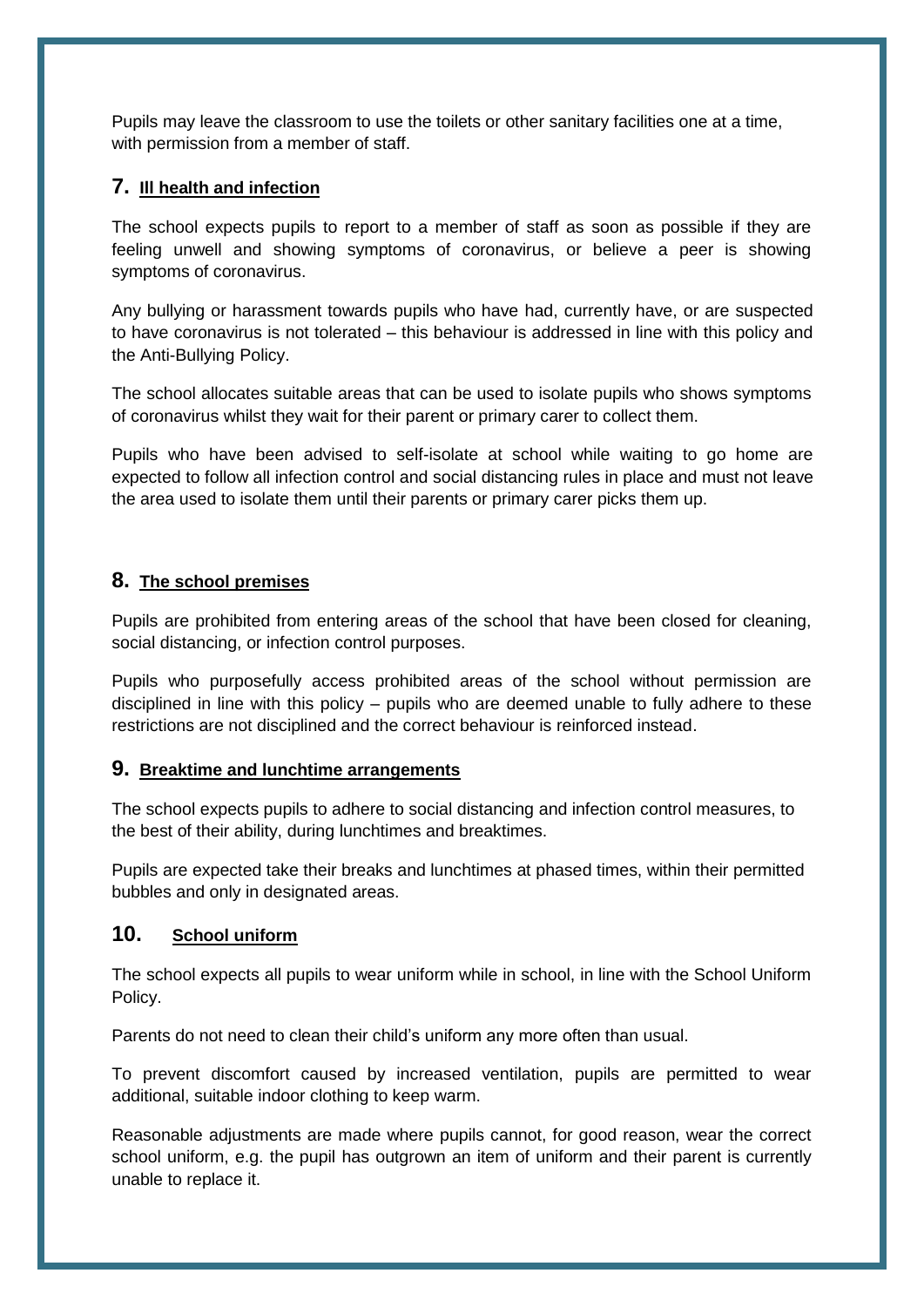Pupils may leave the classroom to use the toilets or other sanitary facilities one at a time, with permission from a member of staff.

## 7. Ill health and infection

The school expects pupils to report to a member of staff as soon as possible if they are feeling unwell and showing symptoms of coronavirus, or believe a peer is showing symptoms of coronavirus.

Any bullying or harassment towards pupils who have had, currently have, or are suspected to have coronavirus is not tolerated – this behaviour is addressed in line with this policy and the Anti-Bullying Policy.

The school allocates suitable areas that can be used to isolate pupils who shows symptoms of coronavirus whilst they wait for their parent or primary carer to collect them.

Pupils who have been advised to self-isolate at school while waiting to go home are expected to follow all infection control and social distancing rules in place and must not leave the area used to isolate them until their parents or primary carer picks them up.

## 8. The school premises

Pupils are prohibited from entering areas of the school that have been closed for cleaning, social distancing, or infection control purposes.

Pupils who purposefully access prohibited areas of the school without permission are disciplined in line with this policy – pupils who are deemed unable to fully adhere to these restrictions are not disciplined and the correct behaviour is reinforced instead.

## 9. Breaktime and lunchtime arrangements

The school expects pupils to adhere to social distancing and infection control measures, to the best of their ability, during lunchtimes and breaktimes.

Pupils are expected take their breaks and lunchtimes at phased times, within their permitted bubbles and only in designated areas.

## 10. School uniform

The school expects all pupils to wear uniform while in school, in line with the School Uniform Policy.

Parents do not need to clean their child's uniform any more often than usual.

To prevent discomfort caused by increased ventilation, pupils are permitted to wear additional, suitable indoor clothing to keep warm.

Reasonable adjustments are made where pupils cannot, for good reason, wear the correct school uniform, e.g. the pupil has outgrown an item of uniform and their parent is currently unable to replace it.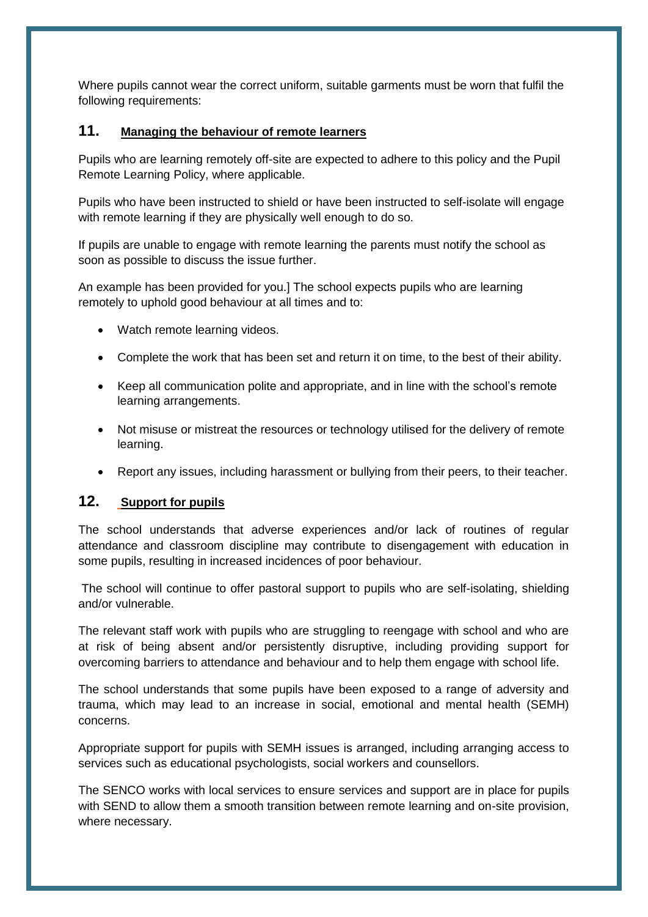Where pupils cannot wear the correct uniform, suitable garments must be worn that fulfil the following requirements:

## 11. Managing the behaviour of remote learners

Pupils who are learning remotely off-site are expected to adhere to this policy and the Pupil Remote Learning Policy, where applicable.

Pupils who have been instructed to shield or have been instructed to self-isolate will engage with remote learning if they are physically well enough to do so.

If pupils are unable to engage with remote learning the parents must notify the school as soon as possible to discuss the issue further.

An example has been provided for you.] The school expects pupils who are learning remotely to uphold good behaviour at all times and to:

- Watch remote learning videos.
- Complete the work that has been set and return it on time, to the best of their ability.
- Keep all communication polite and appropriate, and in line with the school's remote learning arrangements.
- Not misuse or mistreat the resources or technology utilised for the delivery of remote learning.
- Report any issues, including harassment or bullying from their peers, to their teacher.

## 12. Support for pupils

The school understands that adverse experiences and/or lack of routines of regular attendance and classroom discipline may contribute to disengagement with education in some pupils, resulting in increased incidences of poor behaviour.

The school will continue to offer pastoral support to pupils who are self-isolating, shielding and/or vulnerable.

The relevant staff work with pupils who are struggling to reengage with school and who are at risk of being absent and/or persistently disruptive, including providing support for overcoming barriers to attendance and behaviour and to help them engage with school life.

The school understands that some pupils have been exposed to a range of adversity and trauma, which may lead to an increase in social, emotional and mental health (SEMH) concerns.

Appropriate support for pupils with SEMH issues is arranged, including arranging access to services such as educational psychologists, social workers and counsellors.

The SENCO works with local services to ensure services and support are in place for pupils with SEND to allow them a smooth transition between remote learning and on-site provision, where necessary.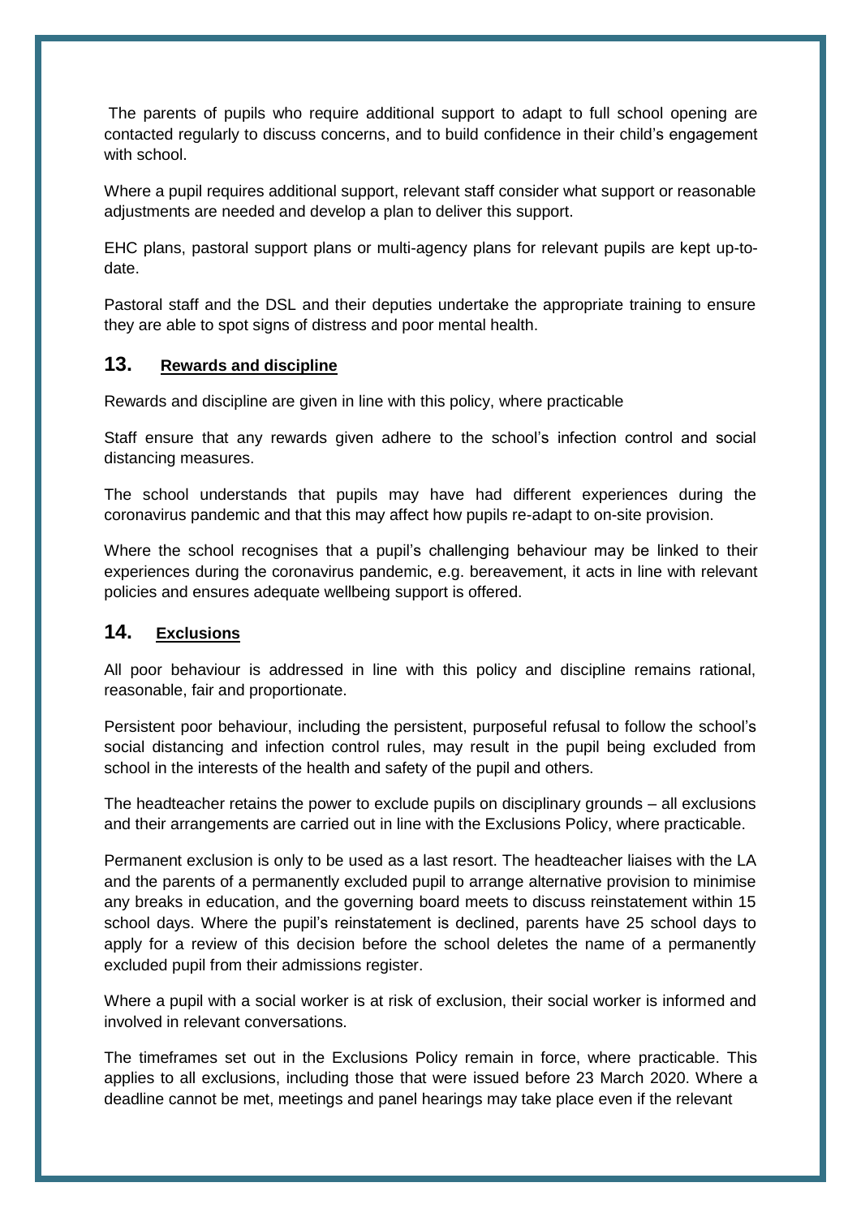The parents of pupils who require additional support to adapt to full school opening are contacted regularly to discuss concerns, and to build confidence in their child's engagement with school.

Where a pupil requires additional support, relevant staff consider what support or reasonable adjustments are needed and develop a plan to deliver this support.

EHC plans, pastoral support plans or multi-agency plans for relevant pupils are kept up-to-date.

Pastoral staff and the DSL and their deputies undertake the appropriate training to ensure they are able to spot signs of distress and poor mental health.

## 13. Rewards and discipline

Rewards and discipline are given in line with this policy, where practicable

Staff ensure that any rewards given adhere to the school's infection control and social distancing measures.

The school understands that pupils may have had different experiences during the coronavirus pandemic and that this may affect how pupils re-adapt to on-site provision.

Where the school recognises that a pupil's challenging behaviour may be linked to their experiences during the coronavirus pandemic, e.g. bereavement, it acts in line with relevant policies and ensures adequate wellbeing support is offered.

## 14. Exclusions

All poor behaviour is addressed in line with this policy and discipline remains rational, reasonable, fair and proportionate.

Persistent poor behaviour, including the persistent, purposeful refusal to follow the school's social distancing and infection control rules, may result in the pupil being excluded from school in the interests of the health and safety of the pupil and others.

The headteacher retains the power to exclude pupils on disciplinary grounds – all exclusions and their arrangements are carried out in line with the Exclusions Policy, where practicable.

Permanent exclusion is only to be used as a last resort. The headteacher liaises with the LA and the parents of a permanently excluded pupil to arrange alternative provision to minimise any breaks in education, and the governing board meets to discuss reinstatement within 15 school days. Where the pupil's reinstatement is declined, parents have 25 school days to apply for a review of this decision before the school deletes the name of a permanently excluded pupil from their admissions register.

Where a pupil with a social worker is at risk of exclusion, their social worker is informed and involved in relevant conversations.

The timeframes set out in the Exclusions Policy remain in force, where practicable. This applies to all exclusions, including those that were issued before 23 March 2020. Where a deadline cannot be met, meetings and panel hearings may take place even if the relevant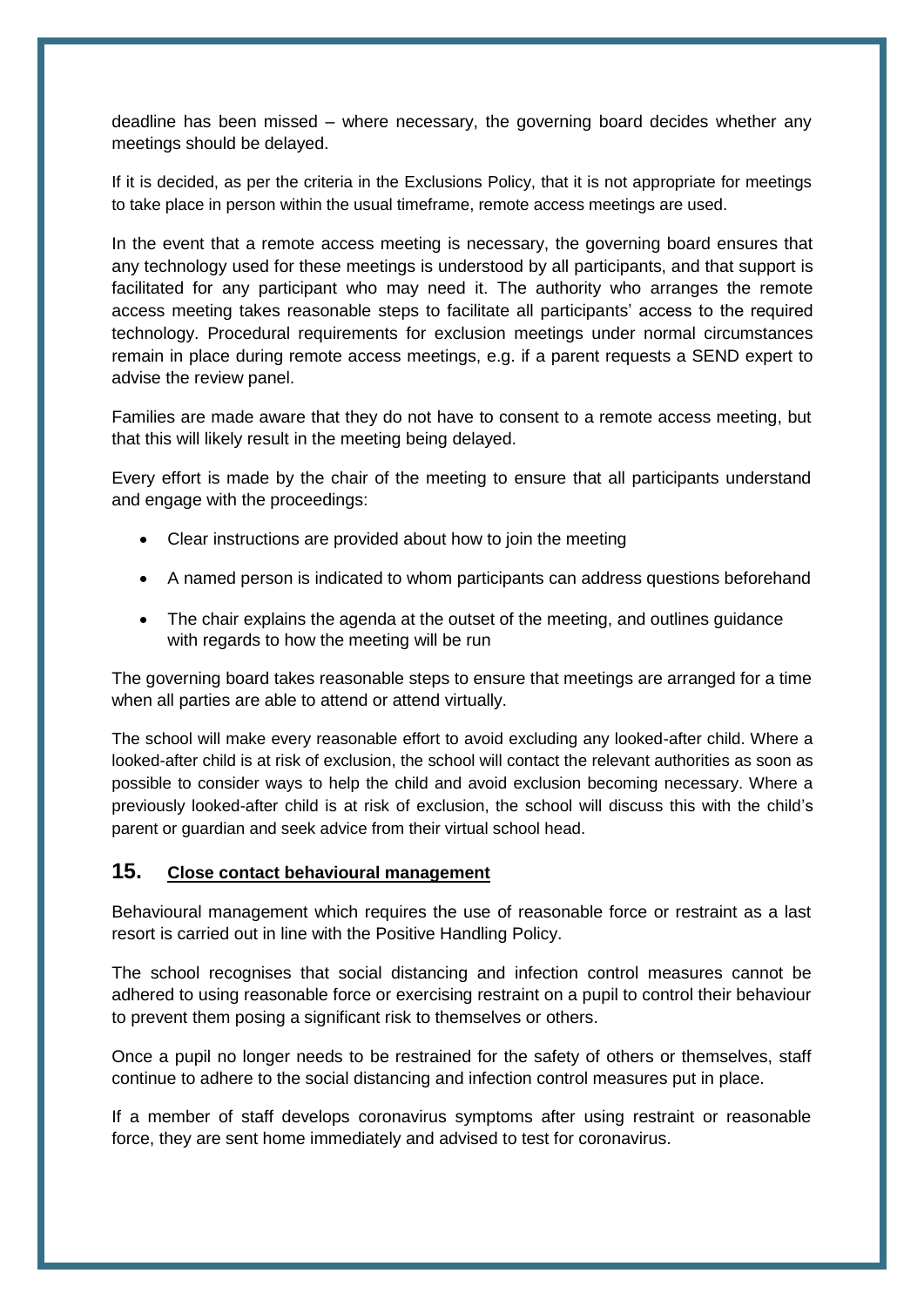deadline has been missed – where necessary, the governing board decides whether any meetings should be delayed.

If it is decided, as per the criteria in the Exclusions Policy, that it is not appropriate for meetings to take place in person within the usual timeframe, remote access meetings are used.

In the event that a remote access meeting is necessary, the governing board ensures that any technology used for these meetings is understood by all participants, and that support is facilitated for any participant who may need it. The authority who arranges the remote access meeting takes reasonable steps to facilitate all participants' access to the required technology. Procedural requirements for exclusion meetings under normal circumstances remain in place during remote access meetings, e.g. if a parent requests a SEND expert to advise the review panel.

Families are made aware that they do not have to consent to a remote access meeting, but that this will likely result in the meeting being delayed.

Every effort is made by the chair of the meeting to ensure that all participants understand and engage with the proceedings:

- Clear instructions are provided about how to join the meeting
- A named person is indicated to whom participants can address questions beforehand
- The chair explains the agenda at the outset of the meeting, and outlines guidance with regards to how the meeting will be run

The governing board takes reasonable steps to ensure that meetings are arranged for a time when all parties are able to attend or attend virtually.

The school will make every reasonable effort to avoid excluding any looked-after child. Where a looked-after child is at risk of exclusion, the school will contact the relevant authorities as soon as possible to consider ways to help the child and avoid exclusion becoming necessary. Where a previously looked-after child is at risk of exclusion, the school will discuss this with the child's parent or guardian and seek advice from their virtual school head.

## 15. Close contact behavioural management

Behavioural management which requires the use of reasonable force or restraint as a last resort is carried out in line with the Positive Handling Policy.

The school recognises that social distancing and infection control measures cannot be adhered to using reasonable force or exercising restraint on a pupil to control their behaviour to prevent them posing a significant risk to themselves or others.

Once a pupil no longer needs to be restrained for the safety of others or themselves, staff continue to adhere to the social distancing and infection control measures put in place.

If a member of staff develops coronavirus symptoms after using restraint or reasonable force, they are sent home immediately and advised to test for coronavirus.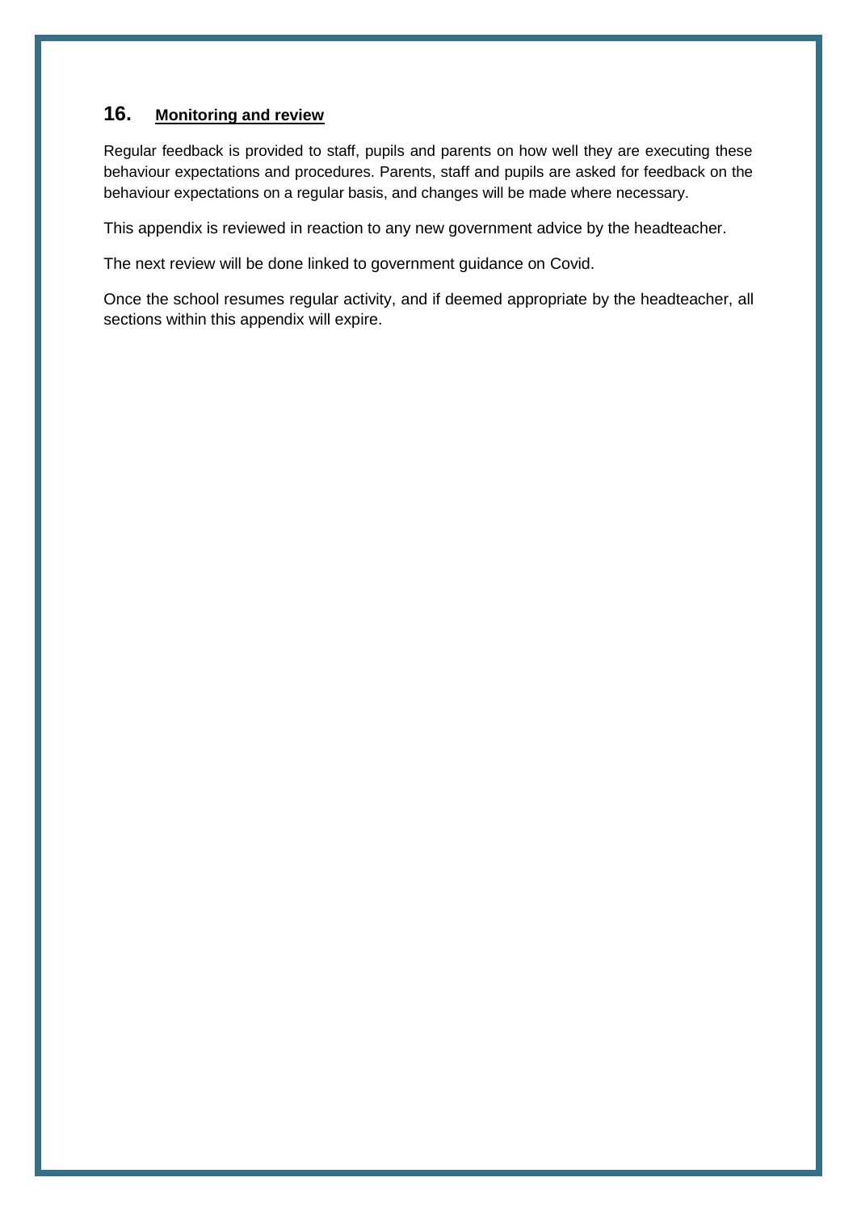## 16. Monitoring and review

Regular feedback is provided to staff, pupils and parents on how well they are executing these behaviour expectations and procedures. Parents, staff and pupils are asked for feedback on the behaviour expectations on a regular basis, and changes will be made where necessary.

This appendix is reviewed in reaction to any new government advice by the headteacher.

The next review will be done linked to government guidance on Covid.

Once the school resumes regular activity, and if deemed appropriate by the headteacher, all sections within this appendix will expire.